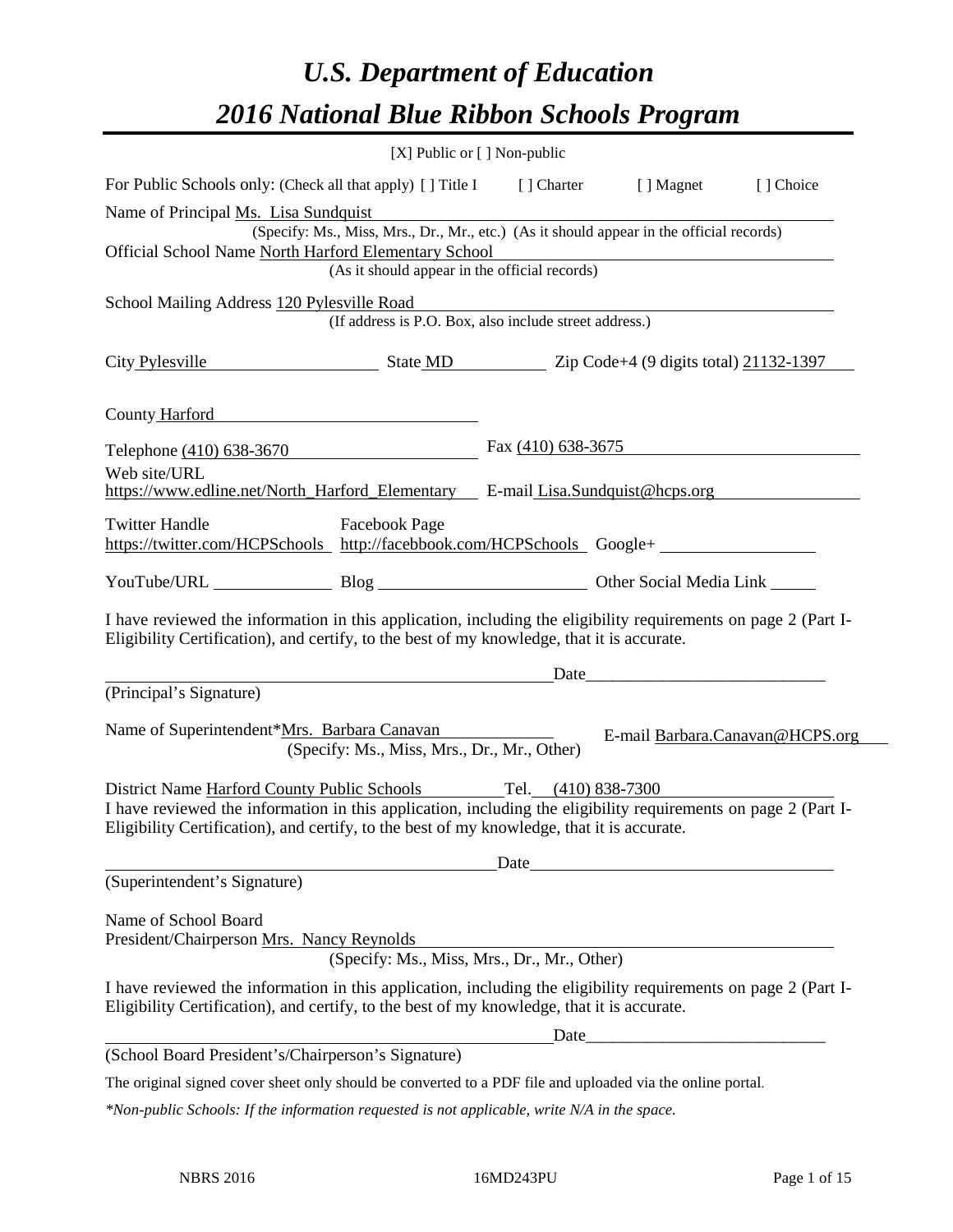# *U.S. Department of Education*

# *2016 National Blue Ribbon Schools Program*

[X] Public or [ ] Non-public

For Public Schools only: (Check all that apply) [ ] Title I [ ] Charter [ ] Magnet [ ] Choice

Name of Principal Ms. Lisa Sundquist
(Specify: Ms., Miss, Mrs., Dr., Mr., etc.) (As it should appear in the official records)

Official School Name North Harford Elementary School
(As it should appear in the official records)

School Mailing Address 120 Pylesville Road
(If address is P.O. Box, also include street address.)

City Pylesville State MD Zip Code+4 (9 digits total) 21132-1397

County Harford

Telephone (410) 638-3670 Fax (410) 638-3675

Web site/URL https://www.edline.net/North_Harford_Elementary E-mail Lisa.Sundquist@hcps.org

Twitter Handle https://twitter.com/HCPSchools Facebook Page http://facebbook.com/HCPSchools Google+

YouTube/URL Blog Other Social Media Link

I have reviewed the information in this application, including the eligibility requirements on page 2 (Part I-Eligibility Certification), and certify, to the best of my knowledge, that it is accurate.

Date

(Principal's Signature)

Name of Superintendent*Mrs. Barbara Canavan E-mail Barbara.Canavan@HCPS.org
(Specify: Ms., Miss, Mrs., Dr., Mr., Other)

District Name Harford County Public Schools Tel. (410) 838-7300

I have reviewed the information in this application, including the eligibility requirements on page 2 (Part I-Eligibility Certification), and certify, to the best of my knowledge, that it is accurate.

Date

(Superintendent's Signature)

Name of School Board
President/Chairperson Mrs. Nancy Reynolds
(Specify: Ms., Miss, Mrs., Dr., Mr., Other)

I have reviewed the information in this application, including the eligibility requirements on page 2 (Part I-Eligibility Certification), and certify, to the best of my knowledge, that it is accurate.

Date

(School Board President's/Chairperson's Signature)

The original signed cover sheet only should be converted to a PDF file and uploaded via the online portal.

*\*Non-public Schools: If the information requested is not applicable, write N/A in the space.*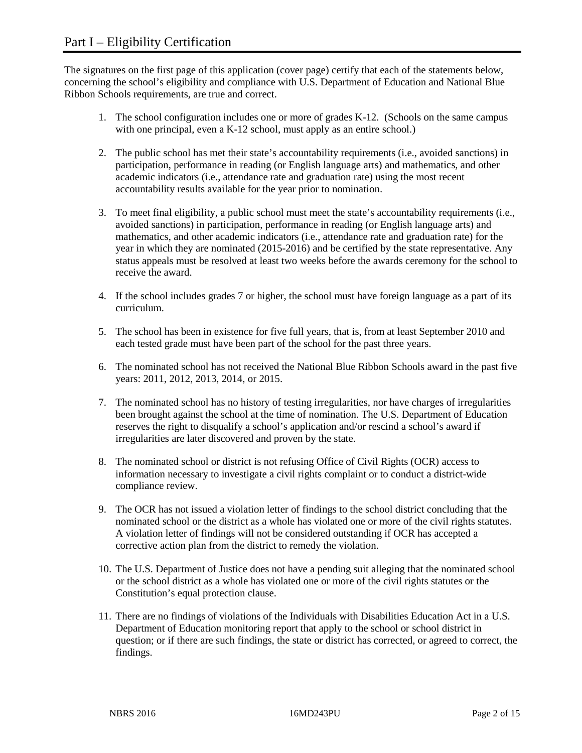# Part I – Eligibility Certification

The signatures on the first page of this application (cover page) certify that each of the statements below, concerning the school's eligibility and compliance with U.S. Department of Education and National Blue Ribbon Schools requirements, are true and correct.

1. The school configuration includes one or more of grades K-12. (Schools on the same campus with one principal, even a K-12 school, must apply as an entire school.)

2. The public school has met their state's accountability requirements (i.e., avoided sanctions) in participation, performance in reading (or English language arts) and mathematics, and other academic indicators (i.e., attendance rate and graduation rate) using the most recent accountability results available for the year prior to nomination.

3. To meet final eligibility, a public school must meet the state's accountability requirements (i.e., avoided sanctions) in participation, performance in reading (or English language arts) and mathematics, and other academic indicators (i.e., attendance rate and graduation rate) for the year in which they are nominated (2015-2016) and be certified by the state representative. Any status appeals must be resolved at least two weeks before the awards ceremony for the school to receive the award.

4. If the school includes grades 7 or higher, the school must have foreign language as a part of its curriculum.

5. The school has been in existence for five full years, that is, from at least September 2010 and each tested grade must have been part of the school for the past three years.

6. The nominated school has not received the National Blue Ribbon Schools award in the past five years: 2011, 2012, 2013, 2014, or 2015.

7. The nominated school has no history of testing irregularities, nor have charges of irregularities been brought against the school at the time of nomination. The U.S. Department of Education reserves the right to disqualify a school's application and/or rescind a school's award if irregularities are later discovered and proven by the state.

8. The nominated school or district is not refusing Office of Civil Rights (OCR) access to information necessary to investigate a civil rights complaint or to conduct a district-wide compliance review.

9. The OCR has not issued a violation letter of findings to the school district concluding that the nominated school or the district as a whole has violated one or more of the civil rights statutes. A violation letter of findings will not be considered outstanding if OCR has accepted a corrective action plan from the district to remedy the violation.

10. The U.S. Department of Justice does not have a pending suit alleging that the nominated school or the school district as a whole has violated one or more of the civil rights statutes or the Constitution's equal protection clause.

11. There are no findings of violations of the Individuals with Disabilities Education Act in a U.S. Department of Education monitoring report that apply to the school or school district in question; or if there are such findings, the state or district has corrected, or agreed to correct, the findings.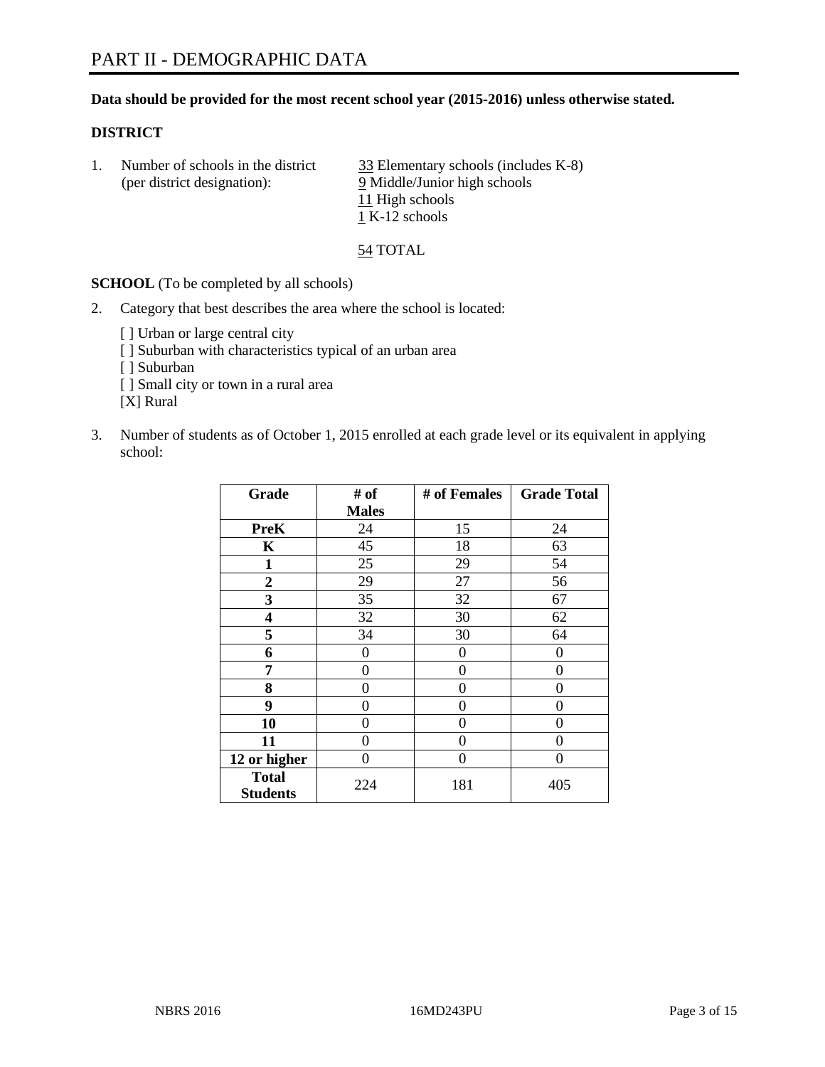# PART II - DEMOGRAPHIC DATA

**Data should be provided for the most recent school year (2015-2016) unless otherwise stated.**

**DISTRICT**

1. Number of schools in the district (per district designation):
   33 Elementary schools (includes K-8)
   9 Middle/Junior high schools
   11 High schools
   1 K-12 schools

   54 TOTAL

**SCHOOL** (To be completed by all schools)

2. Category that best describes the area where the school is located:

   [ ] Urban or large central city
   [ ] Suburban with characteristics typical of an urban area
   [ ] Suburban
   [ ] Small city or town in a rural area
   [X] Rural

3. Number of students as of October 1, 2015 enrolled at each grade level or its equivalent in applying school:

| Grade | # of Males | # of Females | Grade Total |
|---|---|---|---|
| **PreK** | 24 | 15 | 24 |
| **K** | 45 | 18 | 63 |
| **1** | 25 | 29 | 54 |
| **2** | 29 | 27 | 56 |
| **3** | 35 | 32 | 67 |
| **4** | 32 | 30 | 62 |
| **5** | 34 | 30 | 64 |
| **6** | 0 | 0 | 0 |
| **7** | 0 | 0 | 0 |
| **8** | 0 | 0 | 0 |
| **9** | 0 | 0 | 0 |
| **10** | 0 | 0 | 0 |
| **11** | 0 | 0 | 0 |
| **12 or higher** | 0 | 0 | 0 |
| **Total Students** | 224 | 181 | 405 |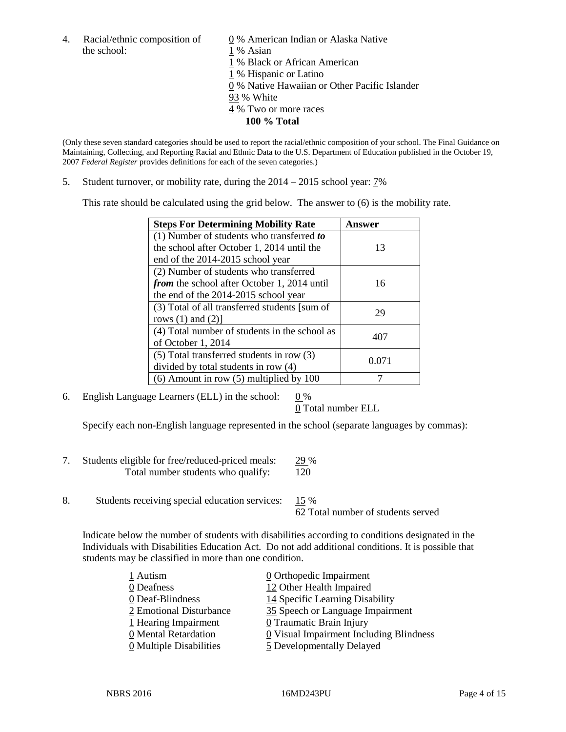4. Racial/ethnic composition of the school:

0 % American Indian or Alaska Native
1 % Asian
1 % Black or African American
1 % Hispanic or Latino
0 % Native Hawaiian or Other Pacific Islander
93 % White
4 % Two or more races
**100 % Total**

(Only these seven standard categories should be used to report the racial/ethnic composition of your school. The Final Guidance on Maintaining, Collecting, and Reporting Racial and Ethnic Data to the U.S. Department of Education published in the October 19, 2007 *Federal Register* provides definitions for each of the seven categories.)

5. Student turnover, or mobility rate, during the 2014 – 2015 school year: 7%

This rate should be calculated using the grid below. The answer to (6) is the mobility rate.

| Steps For Determining Mobility Rate | Answer |
|---|---|
| (1) Number of students who transferred ***to*** the school after October 1, 2014 until the end of the 2014-2015 school year | 13 |
| (2) Number of students who transferred ***from*** the school after October 1, 2014 until the end of the 2014-2015 school year | 16 |
| (3) Total of all transferred students [sum of rows (1) and (2)] | 29 |
| (4) Total number of students in the school as of October 1, 2014 | 407 |
| (5) Total transferred students in row (3) divided by total students in row (4) | 0.071 |
| (6) Amount in row (5) multiplied by 100 | 7 |

6. English Language Learners (ELL) in the school: 0 %
0 Total number ELL

Specify each non-English language represented in the school (separate languages by commas):

7. Students eligible for free/reduced-priced meals: 29 %
Total number students who qualify: 120

8. Students receiving special education services: 15 %
62 Total number of students served

Indicate below the number of students with disabilities according to conditions designated in the Individuals with Disabilities Education Act. Do not add additional conditions. It is possible that students may be classified in more than one condition.

1 Autism
0 Deafness
0 Deaf-Blindness
2 Emotional Disturbance
1 Hearing Impairment
0 Mental Retardation
0 Multiple Disabilities
0 Orthopedic Impairment
12 Other Health Impaired
14 Specific Learning Disability
35 Speech or Language Impairment
0 Traumatic Brain Injury
0 Visual Impairment Including Blindness
5 Developmentally Delayed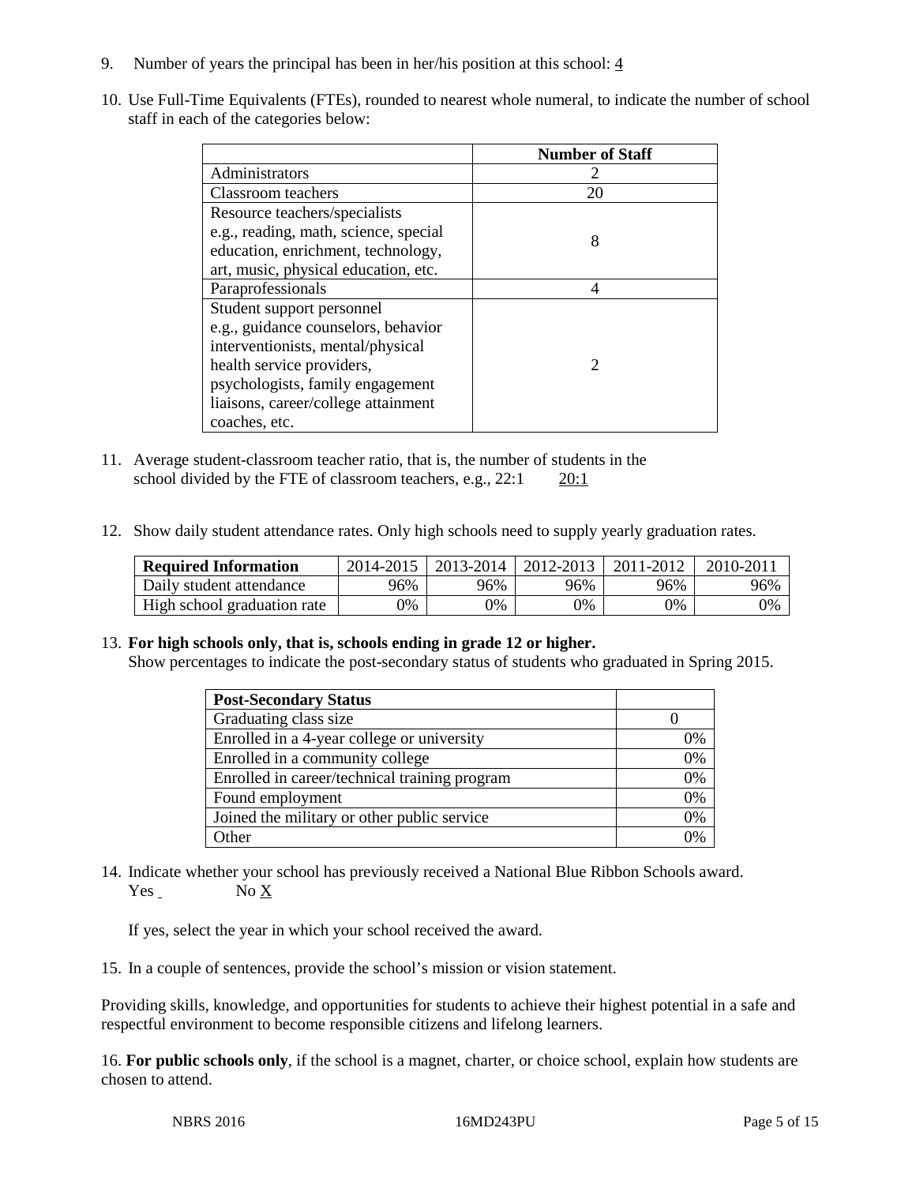9. Number of years the principal has been in her/his position at this school: 4

10. Use Full-Time Equivalents (FTEs), rounded to nearest whole numeral, to indicate the number of school staff in each of the categories below:

| | Number of Staff |
|---|---|
| Administrators | 2 |
| Classroom teachers | 20 |
| Resource teachers/specialists e.g., reading, math, science, special education, enrichment, technology, art, music, physical education, etc. | 8 |
| Paraprofessionals | 4 |
| Student support personnel e.g., guidance counselors, behavior interventionists, mental/physical health service providers, psychologists, family engagement liaisons, career/college attainment coaches, etc. | 2 |

11. Average student-classroom teacher ratio, that is, the number of students in the school divided by the FTE of classroom teachers, e.g., 22:1 20:1

12. Show daily student attendance rates. Only high schools need to supply yearly graduation rates.

| Required Information | 2014-2015 | 2013-2014 | 2012-2013 | 2011-2012 | 2010-2011 |
|---|---|---|---|---|---|
| Daily student attendance | 96% | 96% | 96% | 96% | 96% |
| High school graduation rate | 0% | 0% | 0% | 0% | 0% |

13. **For high schools only, that is, schools ending in grade 12 or higher.**
Show percentages to indicate the post-secondary status of students who graduated in Spring 2015.

| Post-Secondary Status | |
|---|---|
| Graduating class size | 0 |
| Enrolled in a 4-year college or university | 0% |
| Enrolled in a community college | 0% |
| Enrolled in career/technical training program | 0% |
| Found employment | 0% |
| Joined the military or other public service | 0% |
| Other | 0% |

14. Indicate whether your school has previously received a National Blue Ribbon Schools award.
Yes No X

If yes, select the year in which your school received the award.

15. In a couple of sentences, provide the school's mission or vision statement.

Providing skills, knowledge, and opportunities for students to achieve their highest potential in a safe and respectful environment to become responsible citizens and lifelong learners.

16. **For public schools only**, if the school is a magnet, charter, or choice school, explain how students are chosen to attend.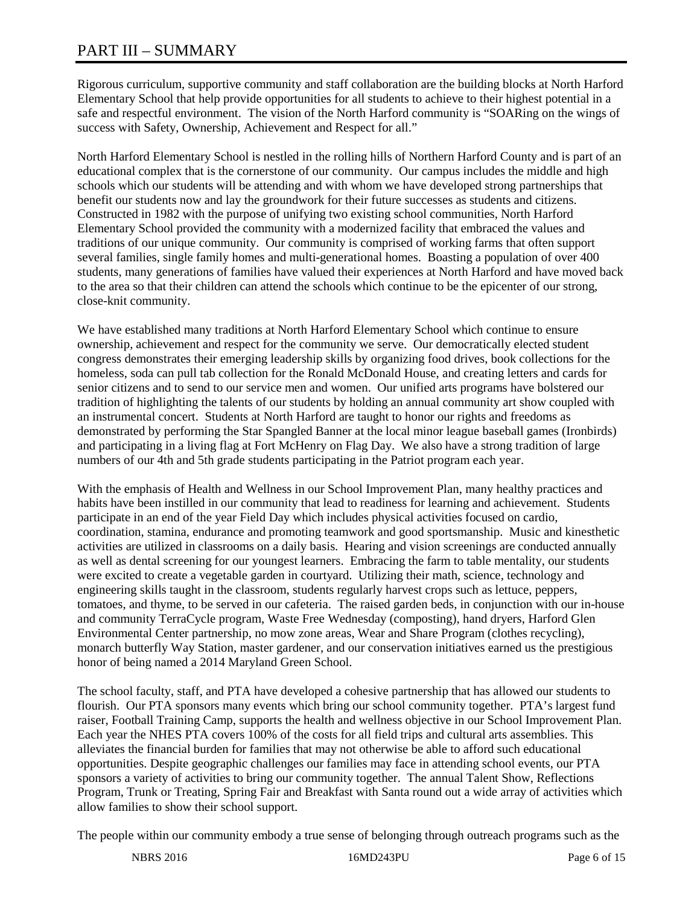# PART III – SUMMARY

Rigorous curriculum, supportive community and staff collaboration are the building blocks at North Harford Elementary School that help provide opportunities for all students to achieve to their highest potential in a safe and respectful environment. The vision of the North Harford community is "SOARing on the wings of success with Safety, Ownership, Achievement and Respect for all."

North Harford Elementary School is nestled in the rolling hills of Northern Harford County and is part of an educational complex that is the cornerstone of our community. Our campus includes the middle and high schools which our students will be attending and with whom we have developed strong partnerships that benefit our students now and lay the groundwork for their future successes as students and citizens. Constructed in 1982 with the purpose of unifying two existing school communities, North Harford Elementary School provided the community with a modernized facility that embraced the values and traditions of our unique community. Our community is comprised of working farms that often support several families, single family homes and multi-generational homes. Boasting a population of over 400 students, many generations of families have valued their experiences at North Harford and have moved back to the area so that their children can attend the schools which continue to be the epicenter of our strong, close-knit community.

We have established many traditions at North Harford Elementary School which continue to ensure ownership, achievement and respect for the community we serve. Our democratically elected student congress demonstrates their emerging leadership skills by organizing food drives, book collections for the homeless, soda can pull tab collection for the Ronald McDonald House, and creating letters and cards for senior citizens and to send to our service men and women. Our unified arts programs have bolstered our tradition of highlighting the talents of our students by holding an annual community art show coupled with an instrumental concert. Students at North Harford are taught to honor our rights and freedoms as demonstrated by performing the Star Spangled Banner at the local minor league baseball games (Ironbirds) and participating in a living flag at Fort McHenry on Flag Day. We also have a strong tradition of large numbers of our 4th and 5th grade students participating in the Patriot program each year.

With the emphasis of Health and Wellness in our School Improvement Plan, many healthy practices and habits have been instilled in our community that lead to readiness for learning and achievement. Students participate in an end of the year Field Day which includes physical activities focused on cardio, coordination, stamina, endurance and promoting teamwork and good sportsmanship. Music and kinesthetic activities are utilized in classrooms on a daily basis. Hearing and vision screenings are conducted annually as well as dental screening for our youngest learners. Embracing the farm to table mentality, our students were excited to create a vegetable garden in courtyard. Utilizing their math, science, technology and engineering skills taught in the classroom, students regularly harvest crops such as lettuce, peppers, tomatoes, and thyme, to be served in our cafeteria. The raised garden beds, in conjunction with our in-house and community TerraCycle program, Waste Free Wednesday (composting), hand dryers, Harford Glen Environmental Center partnership, no mow zone areas, Wear and Share Program (clothes recycling), monarch butterfly Way Station, master gardener, and our conservation initiatives earned us the prestigious honor of being named a 2014 Maryland Green School.

The school faculty, staff, and PTA have developed a cohesive partnership that has allowed our students to flourish. Our PTA sponsors many events which bring our school community together. PTA's largest fund raiser, Football Training Camp, supports the health and wellness objective in our School Improvement Plan. Each year the NHES PTA covers 100% of the costs for all field trips and cultural arts assemblies. This alleviates the financial burden for families that may not otherwise be able to afford such educational opportunities. Despite geographic challenges our families may face in attending school events, our PTA sponsors a variety of activities to bring our community together. The annual Talent Show, Reflections Program, Trunk or Treating, Spring Fair and Breakfast with Santa round out a wide array of activities which allow families to show their school support.

The people within our community embody a true sense of belonging through outreach programs such as the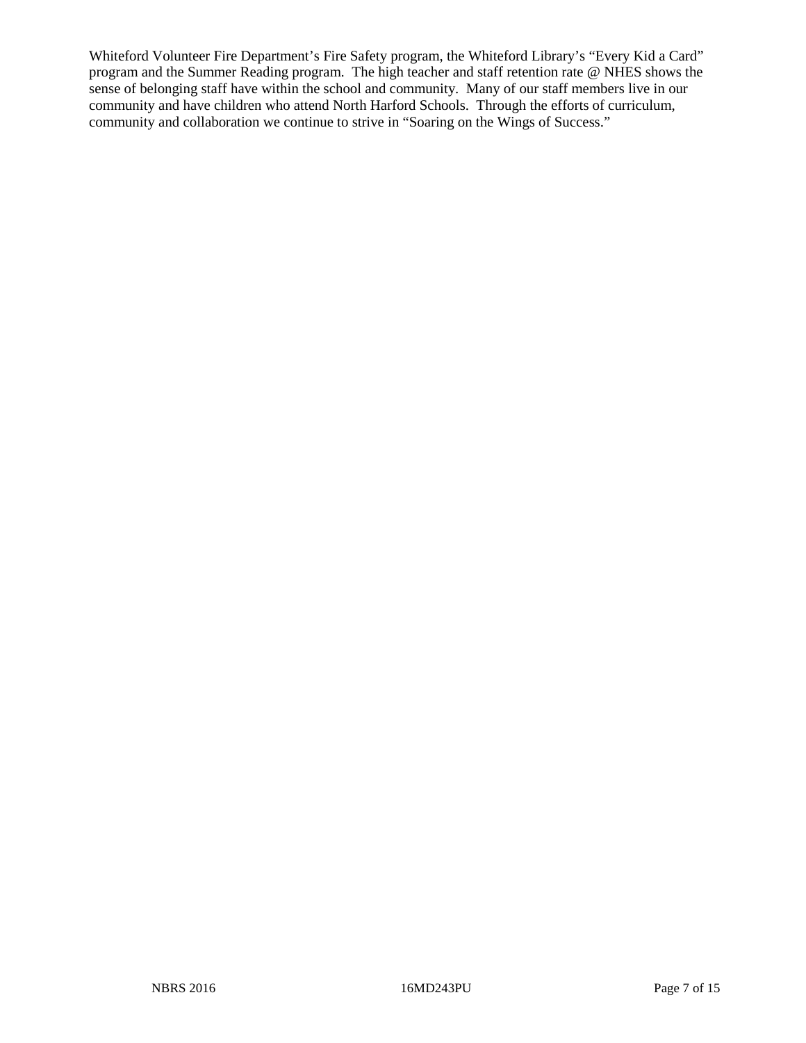Whiteford Volunteer Fire Department's Fire Safety program, the Whiteford Library's "Every Kid a Card" program and the Summer Reading program. The high teacher and staff retention rate @ NHES shows the sense of belonging staff have within the school and community. Many of our staff members live in our community and have children who attend North Harford Schools. Through the efforts of curriculum, community and collaboration we continue to strive in "Soaring on the Wings of Success."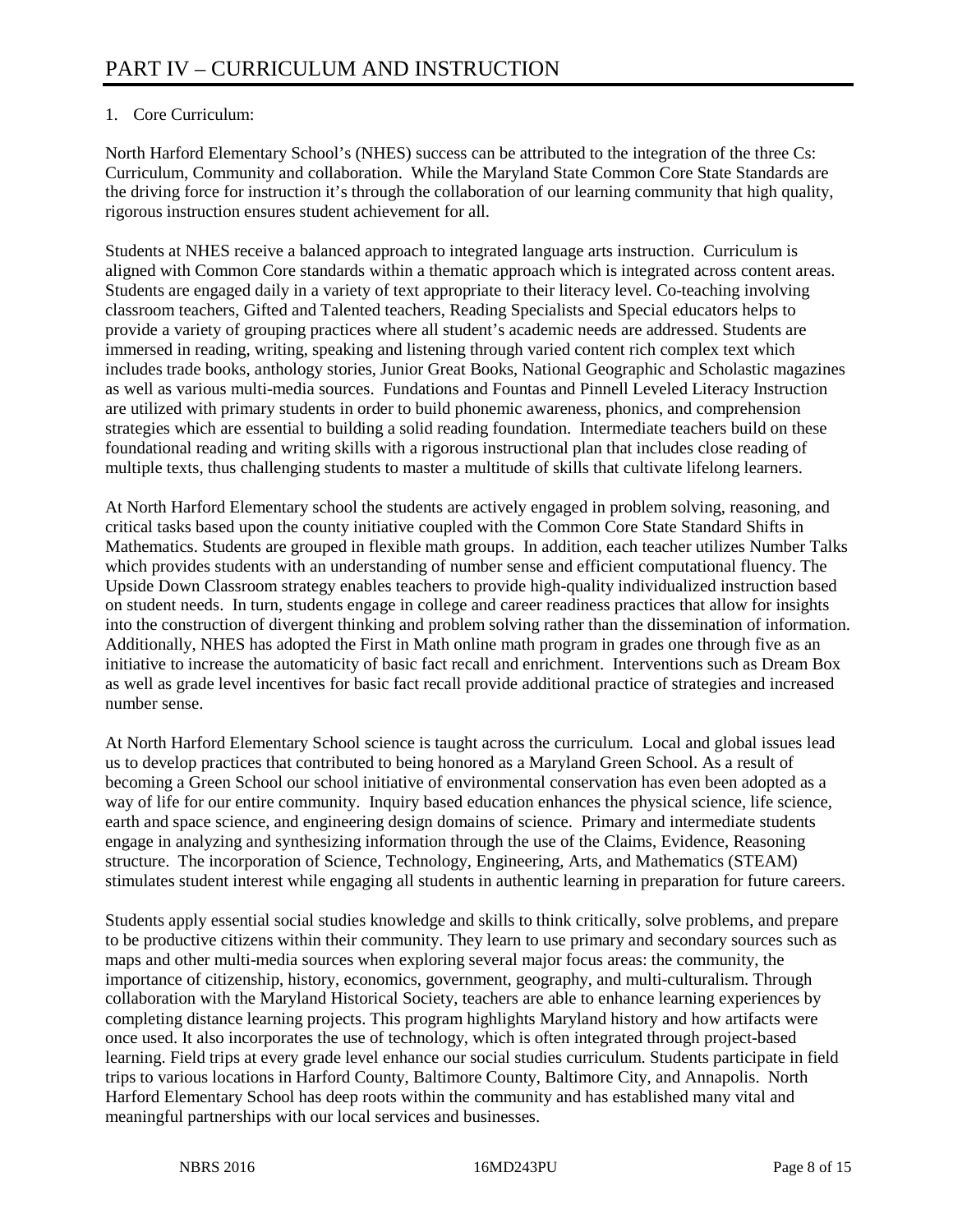# PART IV – CURRICULUM AND INSTRUCTION

1. Core Curriculum:

North Harford Elementary School's (NHES) success can be attributed to the integration of the three Cs: Curriculum, Community and collaboration. While the Maryland State Common Core State Standards are the driving force for instruction it's through the collaboration of our learning community that high quality, rigorous instruction ensures student achievement for all.

Students at NHES receive a balanced approach to integrated language arts instruction. Curriculum is aligned with Common Core standards within a thematic approach which is integrated across content areas. Students are engaged daily in a variety of text appropriate to their literacy level. Co-teaching involving classroom teachers, Gifted and Talented teachers, Reading Specialists and Special educators helps to provide a variety of grouping practices where all student's academic needs are addressed. Students are immersed in reading, writing, speaking and listening through varied content rich complex text which includes trade books, anthology stories, Junior Great Books, National Geographic and Scholastic magazines as well as various multi-media sources. Fundations and Fountas and Pinnell Leveled Literacy Instruction are utilized with primary students in order to build phonemic awareness, phonics, and comprehension strategies which are essential to building a solid reading foundation. Intermediate teachers build on these foundational reading and writing skills with a rigorous instructional plan that includes close reading of multiple texts, thus challenging students to master a multitude of skills that cultivate lifelong learners.

At North Harford Elementary school the students are actively engaged in problem solving, reasoning, and critical tasks based upon the county initiative coupled with the Common Core State Standard Shifts in Mathematics. Students are grouped in flexible math groups. In addition, each teacher utilizes Number Talks which provides students with an understanding of number sense and efficient computational fluency. The Upside Down Classroom strategy enables teachers to provide high-quality individualized instruction based on student needs. In turn, students engage in college and career readiness practices that allow for insights into the construction of divergent thinking and problem solving rather than the dissemination of information. Additionally, NHES has adopted the First in Math online math program in grades one through five as an initiative to increase the automaticity of basic fact recall and enrichment. Interventions such as Dream Box as well as grade level incentives for basic fact recall provide additional practice of strategies and increased number sense.

At North Harford Elementary School science is taught across the curriculum. Local and global issues lead us to develop practices that contributed to being honored as a Maryland Green School. As a result of becoming a Green School our school initiative of environmental conservation has even been adopted as a way of life for our entire community. Inquiry based education enhances the physical science, life science, earth and space science, and engineering design domains of science. Primary and intermediate students engage in analyzing and synthesizing information through the use of the Claims, Evidence, Reasoning structure. The incorporation of Science, Technology, Engineering, Arts, and Mathematics (STEAM) stimulates student interest while engaging all students in authentic learning in preparation for future careers.

Students apply essential social studies knowledge and skills to think critically, solve problems, and prepare to be productive citizens within their community. They learn to use primary and secondary sources such as maps and other multi-media sources when exploring several major focus areas: the community, the importance of citizenship, history, economics, government, geography, and multi-culturalism. Through collaboration with the Maryland Historical Society, teachers are able to enhance learning experiences by completing distance learning projects. This program highlights Maryland history and how artifacts were once used. It also incorporates the use of technology, which is often integrated through project-based learning. Field trips at every grade level enhance our social studies curriculum. Students participate in field trips to various locations in Harford County, Baltimore County, Baltimore City, and Annapolis. North Harford Elementary School has deep roots within the community and has established many vital and meaningful partnerships with our local services and businesses.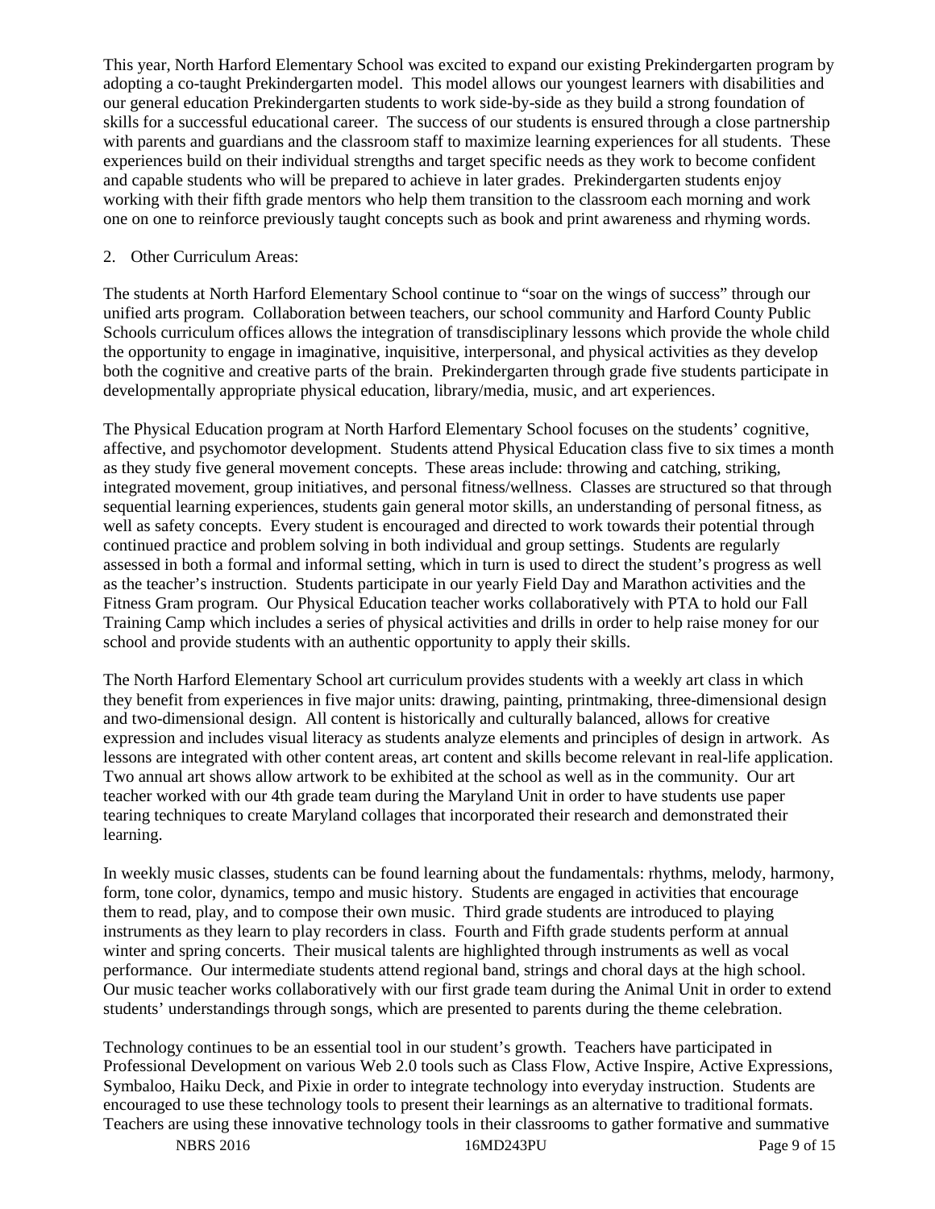This year, North Harford Elementary School was excited to expand our existing Prekindergarten program by adopting a co-taught Prekindergarten model. This model allows our youngest learners with disabilities and our general education Prekindergarten students to work side-by-side as they build a strong foundation of skills for a successful educational career. The success of our students is ensured through a close partnership with parents and guardians and the classroom staff to maximize learning experiences for all students. These experiences build on their individual strengths and target specific needs as they work to become confident and capable students who will be prepared to achieve in later grades. Prekindergarten students enjoy working with their fifth grade mentors who help them transition to the classroom each morning and work one on one to reinforce previously taught concepts such as book and print awareness and rhyming words.

2. Other Curriculum Areas:

The students at North Harford Elementary School continue to "soar on the wings of success" through our unified arts program. Collaboration between teachers, our school community and Harford County Public Schools curriculum offices allows the integration of transdisciplinary lessons which provide the whole child the opportunity to engage in imaginative, inquisitive, interpersonal, and physical activities as they develop both the cognitive and creative parts of the brain. Prekindergarten through grade five students participate in developmentally appropriate physical education, library/media, music, and art experiences.

The Physical Education program at North Harford Elementary School focuses on the students' cognitive, affective, and psychomotor development. Students attend Physical Education class five to six times a month as they study five general movement concepts. These areas include: throwing and catching, striking, integrated movement, group initiatives, and personal fitness/wellness. Classes are structured so that through sequential learning experiences, students gain general motor skills, an understanding of personal fitness, as well as safety concepts. Every student is encouraged and directed to work towards their potential through continued practice and problem solving in both individual and group settings. Students are regularly assessed in both a formal and informal setting, which in turn is used to direct the student's progress as well as the teacher's instruction. Students participate in our yearly Field Day and Marathon activities and the Fitness Gram program. Our Physical Education teacher works collaboratively with PTA to hold our Fall Training Camp which includes a series of physical activities and drills in order to help raise money for our school and provide students with an authentic opportunity to apply their skills.

The North Harford Elementary School art curriculum provides students with a weekly art class in which they benefit from experiences in five major units: drawing, painting, printmaking, three-dimensional design and two-dimensional design. All content is historically and culturally balanced, allows for creative expression and includes visual literacy as students analyze elements and principles of design in artwork. As lessons are integrated with other content areas, art content and skills become relevant in real-life application. Two annual art shows allow artwork to be exhibited at the school as well as in the community. Our art teacher worked with our 4th grade team during the Maryland Unit in order to have students use paper tearing techniques to create Maryland collages that incorporated their research and demonstrated their learning.

In weekly music classes, students can be found learning about the fundamentals: rhythms, melody, harmony, form, tone color, dynamics, tempo and music history. Students are engaged in activities that encourage them to read, play, and to compose their own music. Third grade students are introduced to playing instruments as they learn to play recorders in class. Fourth and Fifth grade students perform at annual winter and spring concerts. Their musical talents are highlighted through instruments as well as vocal performance. Our intermediate students attend regional band, strings and choral days at the high school. Our music teacher works collaboratively with our first grade team during the Animal Unit in order to extend students' understandings through songs, which are presented to parents during the theme celebration.

Technology continues to be an essential tool in our student's growth. Teachers have participated in Professional Development on various Web 2.0 tools such as Class Flow, Active Inspire, Active Expressions, Symbaloo, Haiku Deck, and Pixie in order to integrate technology into everyday instruction. Students are encouraged to use these technology tools to present their learnings as an alternative to traditional formats. Teachers are using these innovative technology tools in their classrooms to gather formative and summative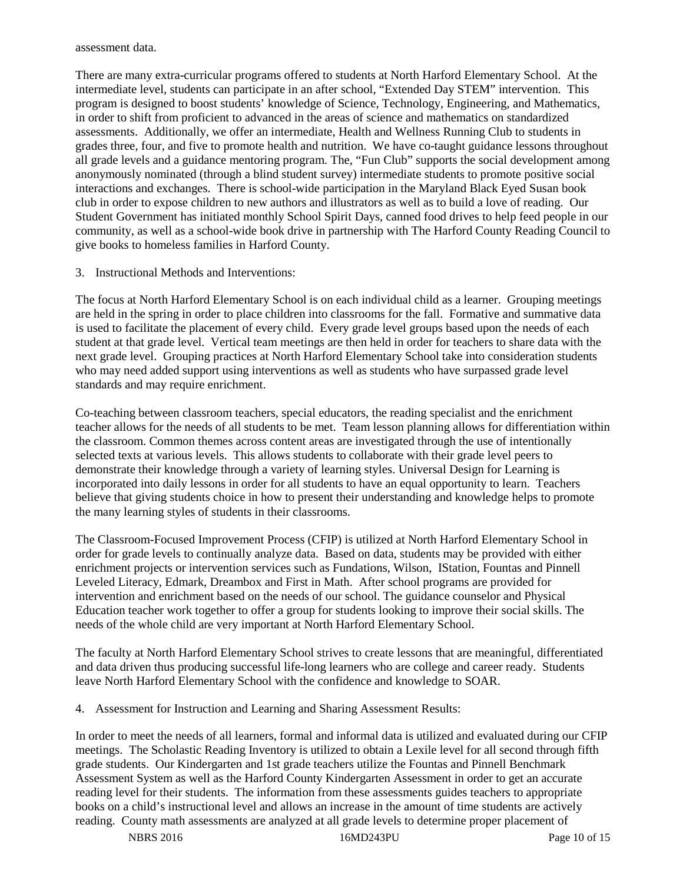assessment data.

There are many extra-curricular programs offered to students at North Harford Elementary School. At the intermediate level, students can participate in an after school, "Extended Day STEM" intervention. This program is designed to boost students' knowledge of Science, Technology, Engineering, and Mathematics, in order to shift from proficient to advanced in the areas of science and mathematics on standardized assessments. Additionally, we offer an intermediate, Health and Wellness Running Club to students in grades three, four, and five to promote health and nutrition. We have co-taught guidance lessons throughout all grade levels and a guidance mentoring program. The, "Fun Club" supports the social development among anonymously nominated (through a blind student survey) intermediate students to promote positive social interactions and exchanges. There is school-wide participation in the Maryland Black Eyed Susan book club in order to expose children to new authors and illustrators as well as to build a love of reading. Our Student Government has initiated monthly School Spirit Days, canned food drives to help feed people in our community, as well as a school-wide book drive in partnership with The Harford County Reading Council to give books to homeless families in Harford County.

3. Instructional Methods and Interventions:

The focus at North Harford Elementary School is on each individual child as a learner. Grouping meetings are held in the spring in order to place children into classrooms for the fall. Formative and summative data is used to facilitate the placement of every child. Every grade level groups based upon the needs of each student at that grade level. Vertical team meetings are then held in order for teachers to share data with the next grade level. Grouping practices at North Harford Elementary School take into consideration students who may need added support using interventions as well as students who have surpassed grade level standards and may require enrichment.

Co-teaching between classroom teachers, special educators, the reading specialist and the enrichment teacher allows for the needs of all students to be met. Team lesson planning allows for differentiation within the classroom. Common themes across content areas are investigated through the use of intentionally selected texts at various levels. This allows students to collaborate with their grade level peers to demonstrate their knowledge through a variety of learning styles. Universal Design for Learning is incorporated into daily lessons in order for all students to have an equal opportunity to learn. Teachers believe that giving students choice in how to present their understanding and knowledge helps to promote the many learning styles of students in their classrooms.

The Classroom-Focused Improvement Process (CFIP) is utilized at North Harford Elementary School in order for grade levels to continually analyze data. Based on data, students may be provided with either enrichment projects or intervention services such as Fundations, Wilson, IStation, Fountas and Pinnell Leveled Literacy, Edmark, Dreambox and First in Math. After school programs are provided for intervention and enrichment based on the needs of our school. The guidance counselor and Physical Education teacher work together to offer a group for students looking to improve their social skills. The needs of the whole child are very important at North Harford Elementary School.

The faculty at North Harford Elementary School strives to create lessons that are meaningful, differentiated and data driven thus producing successful life-long learners who are college and career ready. Students leave North Harford Elementary School with the confidence and knowledge to SOAR.

4. Assessment for Instruction and Learning and Sharing Assessment Results:

In order to meet the needs of all learners, formal and informal data is utilized and evaluated during our CFIP meetings. The Scholastic Reading Inventory is utilized to obtain a Lexile level for all second through fifth grade students. Our Kindergarten and 1st grade teachers utilize the Fountas and Pinnell Benchmark Assessment System as well as the Harford County Kindergarten Assessment in order to get an accurate reading level for their students. The information from these assessments guides teachers to appropriate books on a child's instructional level and allows an increase in the amount of time students are actively reading. County math assessments are analyzed at all grade levels to determine proper placement of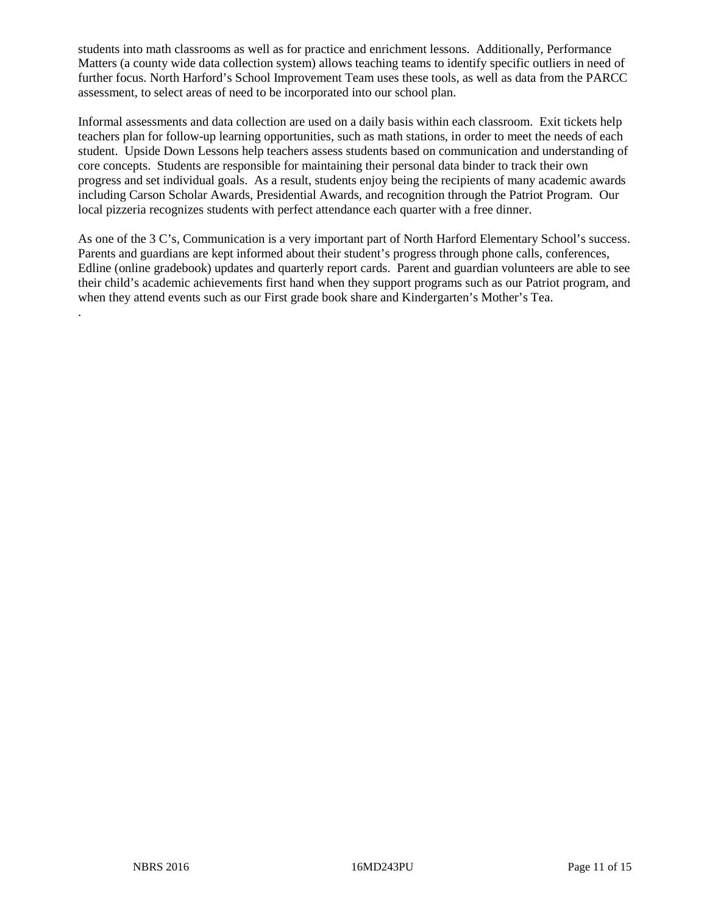students into math classrooms as well as for practice and enrichment lessons. Additionally, Performance Matters (a county wide data collection system) allows teaching teams to identify specific outliers in need of further focus. North Harford's School Improvement Team uses these tools, as well as data from the PARCC assessment, to select areas of need to be incorporated into our school plan.

Informal assessments and data collection are used on a daily basis within each classroom. Exit tickets help teachers plan for follow-up learning opportunities, such as math stations, in order to meet the needs of each student. Upside Down Lessons help teachers assess students based on communication and understanding of core concepts. Students are responsible for maintaining their personal data binder to track their own progress and set individual goals. As a result, students enjoy being the recipients of many academic awards including Carson Scholar Awards, Presidential Awards, and recognition through the Patriot Program. Our local pizzeria recognizes students with perfect attendance each quarter with a free dinner.

As one of the 3 C's, Communication is a very important part of North Harford Elementary School's success. Parents and guardians are kept informed about their student's progress through phone calls, conferences, Edline (online gradebook) updates and quarterly report cards. Parent and guardian volunteers are able to see their child's academic achievements first hand when they support programs such as our Patriot program, and when they attend events such as our First grade book share and Kindergarten's Mother's Tea.

.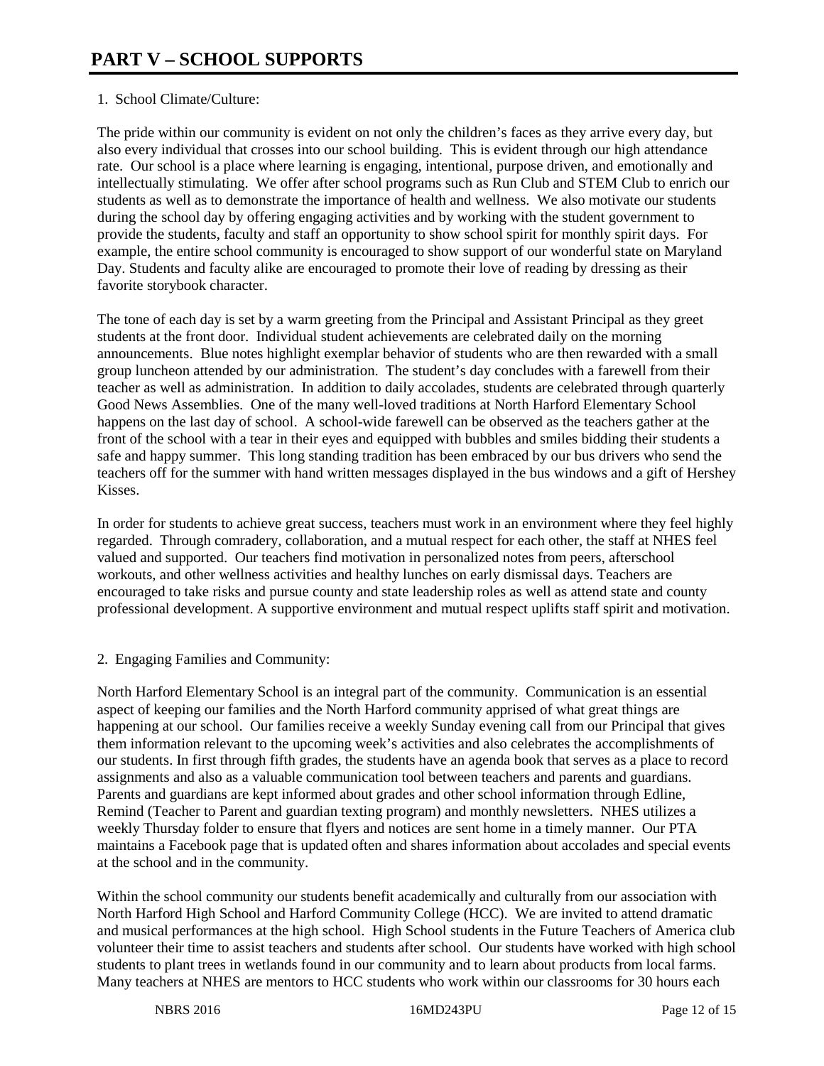# PART V – SCHOOL SUPPORTS

1. School Climate/Culture:

The pride within our community is evident on not only the children's faces as they arrive every day, but also every individual that crosses into our school building. This is evident through our high attendance rate. Our school is a place where learning is engaging, intentional, purpose driven, and emotionally and intellectually stimulating. We offer after school programs such as Run Club and STEM Club to enrich our students as well as to demonstrate the importance of health and wellness. We also motivate our students during the school day by offering engaging activities and by working with the student government to provide the students, faculty and staff an opportunity to show school spirit for monthly spirit days. For example, the entire school community is encouraged to show support of our wonderful state on Maryland Day. Students and faculty alike are encouraged to promote their love of reading by dressing as their favorite storybook character.

The tone of each day is set by a warm greeting from the Principal and Assistant Principal as they greet students at the front door. Individual student achievements are celebrated daily on the morning announcements. Blue notes highlight exemplar behavior of students who are then rewarded with a small group luncheon attended by our administration. The student's day concludes with a farewell from their teacher as well as administration. In addition to daily accolades, students are celebrated through quarterly Good News Assemblies. One of the many well-loved traditions at North Harford Elementary School happens on the last day of school. A school-wide farewell can be observed as the teachers gather at the front of the school with a tear in their eyes and equipped with bubbles and smiles bidding their students a safe and happy summer. This long standing tradition has been embraced by our bus drivers who send the teachers off for the summer with hand written messages displayed in the bus windows and a gift of Hershey Kisses.

In order for students to achieve great success, teachers must work in an environment where they feel highly regarded. Through comradery, collaboration, and a mutual respect for each other, the staff at NHES feel valued and supported. Our teachers find motivation in personalized notes from peers, afterschool workouts, and other wellness activities and healthy lunches on early dismissal days. Teachers are encouraged to take risks and pursue county and state leadership roles as well as attend state and county professional development. A supportive environment and mutual respect uplifts staff spirit and motivation.

2. Engaging Families and Community:

North Harford Elementary School is an integral part of the community. Communication is an essential aspect of keeping our families and the North Harford community apprised of what great things are happening at our school. Our families receive a weekly Sunday evening call from our Principal that gives them information relevant to the upcoming week's activities and also celebrates the accomplishments of our students. In first through fifth grades, the students have an agenda book that serves as a place to record assignments and also as a valuable communication tool between teachers and parents and guardians. Parents and guardians are kept informed about grades and other school information through Edline, Remind (Teacher to Parent and guardian texting program) and monthly newsletters. NHES utilizes a weekly Thursday folder to ensure that flyers and notices are sent home in a timely manner. Our PTA maintains a Facebook page that is updated often and shares information about accolades and special events at the school and in the community.

Within the school community our students benefit academically and culturally from our association with North Harford High School and Harford Community College (HCC). We are invited to attend dramatic and musical performances at the high school. High School students in the Future Teachers of America club volunteer their time to assist teachers and students after school. Our students have worked with high school students to plant trees in wetlands found in our community and to learn about products from local farms. Many teachers at NHES are mentors to HCC students who work within our classrooms for 30 hours each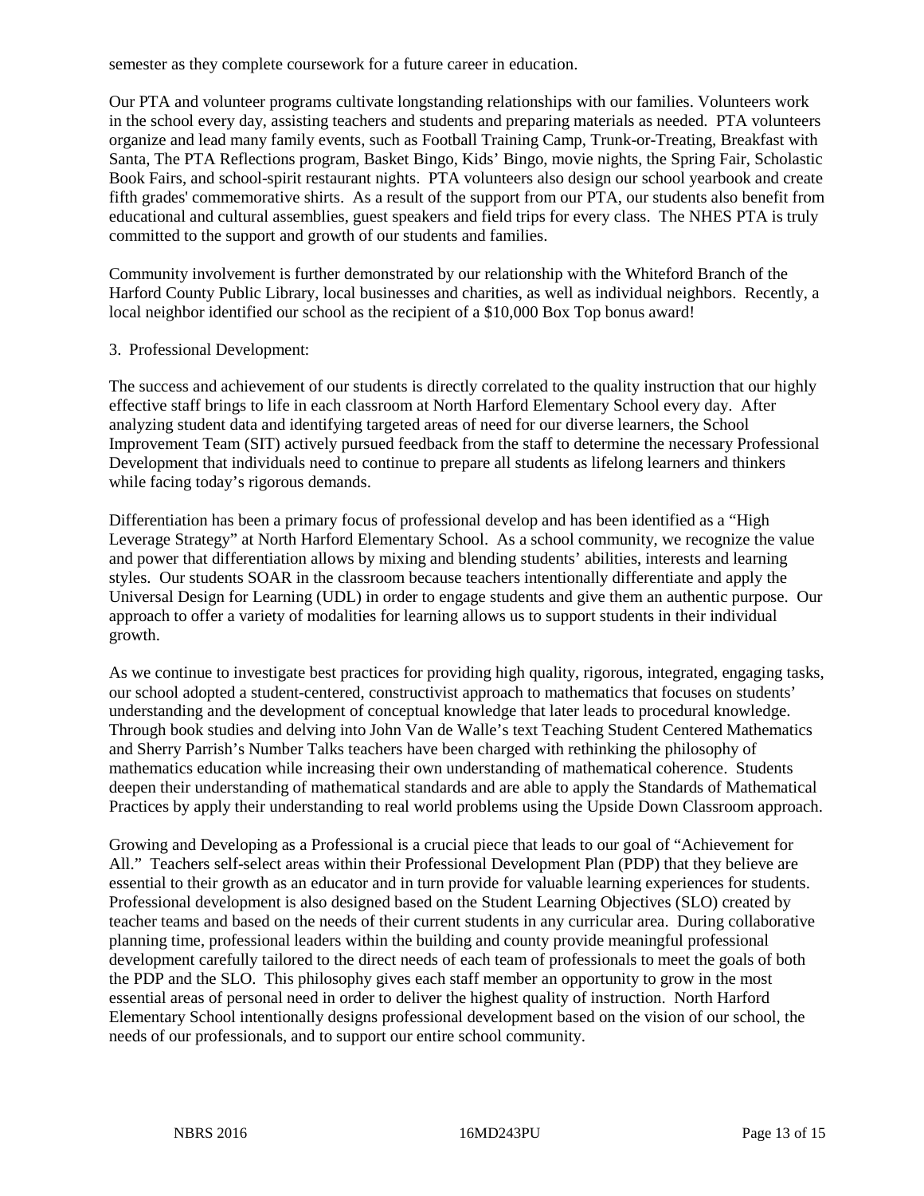semester as they complete coursework for a future career in education.

Our PTA and volunteer programs cultivate longstanding relationships with our families. Volunteers work in the school every day, assisting teachers and students and preparing materials as needed. PTA volunteers organize and lead many family events, such as Football Training Camp, Trunk-or-Treating, Breakfast with Santa, The PTA Reflections program, Basket Bingo, Kids' Bingo, movie nights, the Spring Fair, Scholastic Book Fairs, and school-spirit restaurant nights. PTA volunteers also design our school yearbook and create fifth grades' commemorative shirts. As a result of the support from our PTA, our students also benefit from educational and cultural assemblies, guest speakers and field trips for every class. The NHES PTA is truly committed to the support and growth of our students and families.

Community involvement is further demonstrated by our relationship with the Whiteford Branch of the Harford County Public Library, local businesses and charities, as well as individual neighbors. Recently, a local neighbor identified our school as the recipient of a $10,000 Box Top bonus award!

3. Professional Development:

The success and achievement of our students is directly correlated to the quality instruction that our highly effective staff brings to life in each classroom at North Harford Elementary School every day. After analyzing student data and identifying targeted areas of need for our diverse learners, the School Improvement Team (SIT) actively pursued feedback from the staff to determine the necessary Professional Development that individuals need to continue to prepare all students as lifelong learners and thinkers while facing today's rigorous demands.

Differentiation has been a primary focus of professional develop and has been identified as a "High Leverage Strategy" at North Harford Elementary School. As a school community, we recognize the value and power that differentiation allows by mixing and blending students' abilities, interests and learning styles. Our students SOAR in the classroom because teachers intentionally differentiate and apply the Universal Design for Learning (UDL) in order to engage students and give them an authentic purpose. Our approach to offer a variety of modalities for learning allows us to support students in their individual growth.

As we continue to investigate best practices for providing high quality, rigorous, integrated, engaging tasks, our school adopted a student-centered, constructivist approach to mathematics that focuses on students' understanding and the development of conceptual knowledge that later leads to procedural knowledge. Through book studies and delving into John Van de Walle's text Teaching Student Centered Mathematics and Sherry Parrish's Number Talks teachers have been charged with rethinking the philosophy of mathematics education while increasing their own understanding of mathematical coherence. Students deepen their understanding of mathematical standards and are able to apply the Standards of Mathematical Practices by apply their understanding to real world problems using the Upside Down Classroom approach.

Growing and Developing as a Professional is a crucial piece that leads to our goal of "Achievement for All." Teachers self-select areas within their Professional Development Plan (PDP) that they believe are essential to their growth as an educator and in turn provide for valuable learning experiences for students. Professional development is also designed based on the Student Learning Objectives (SLO) created by teacher teams and based on the needs of their current students in any curricular area. During collaborative planning time, professional leaders within the building and county provide meaningful professional development carefully tailored to the direct needs of each team of professionals to meet the goals of both the PDP and the SLO. This philosophy gives each staff member an opportunity to grow in the most essential areas of personal need in order to deliver the highest quality of instruction. North Harford Elementary School intentionally designs professional development based on the vision of our school, the needs of our professionals, and to support our entire school community.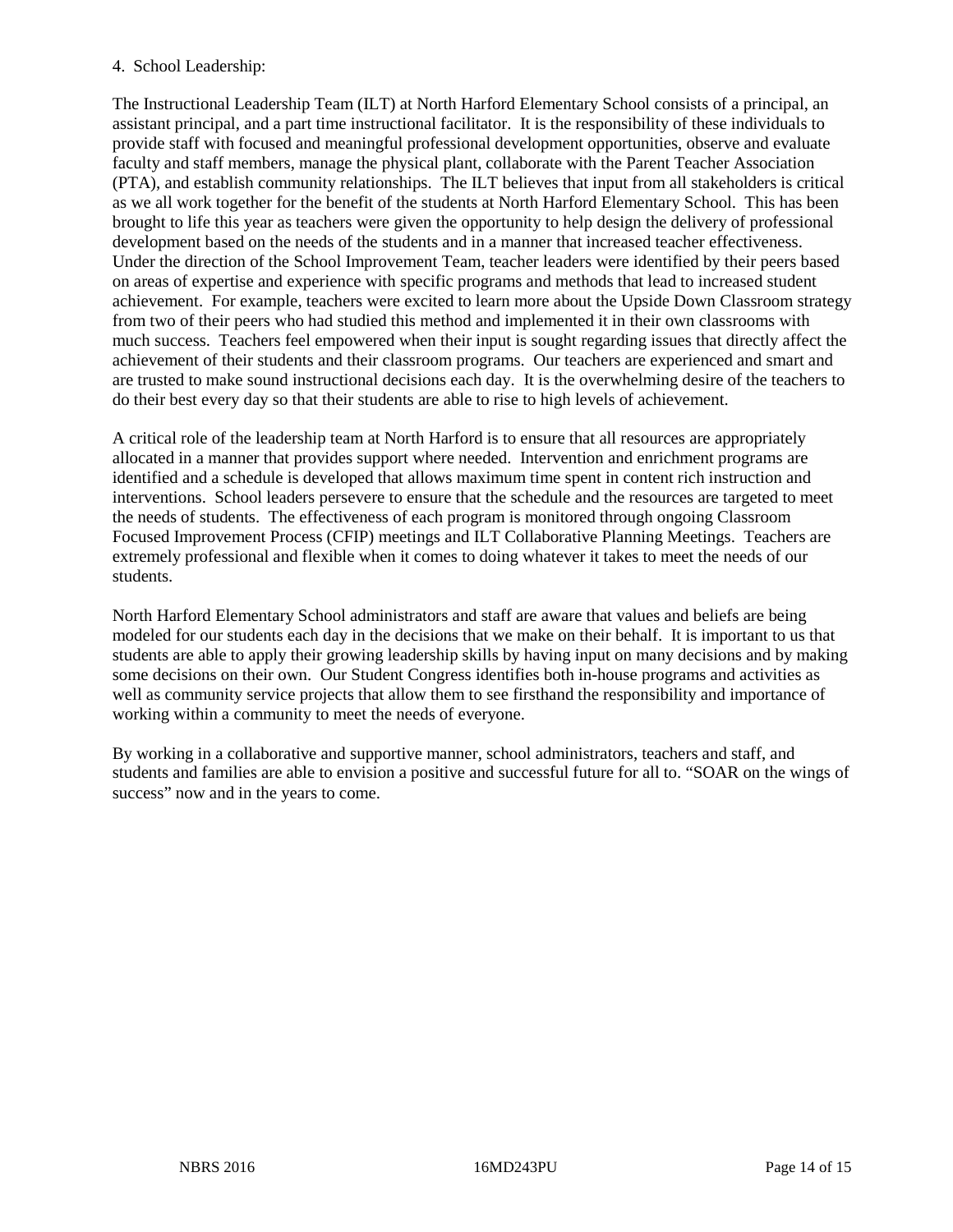4. School Leadership:

The Instructional Leadership Team (ILT) at North Harford Elementary School consists of a principal, an assistant principal, and a part time instructional facilitator. It is the responsibility of these individuals to provide staff with focused and meaningful professional development opportunities, observe and evaluate faculty and staff members, manage the physical plant, collaborate with the Parent Teacher Association (PTA), and establish community relationships. The ILT believes that input from all stakeholders is critical as we all work together for the benefit of the students at North Harford Elementary School. This has been brought to life this year as teachers were given the opportunity to help design the delivery of professional development based on the needs of the students and in a manner that increased teacher effectiveness. Under the direction of the School Improvement Team, teacher leaders were identified by their peers based on areas of expertise and experience with specific programs and methods that lead to increased student achievement. For example, teachers were excited to learn more about the Upside Down Classroom strategy from two of their peers who had studied this method and implemented it in their own classrooms with much success. Teachers feel empowered when their input is sought regarding issues that directly affect the achievement of their students and their classroom programs. Our teachers are experienced and smart and are trusted to make sound instructional decisions each day. It is the overwhelming desire of the teachers to do their best every day so that their students are able to rise to high levels of achievement.

A critical role of the leadership team at North Harford is to ensure that all resources are appropriately allocated in a manner that provides support where needed. Intervention and enrichment programs are identified and a schedule is developed that allows maximum time spent in content rich instruction and interventions. School leaders persevere to ensure that the schedule and the resources are targeted to meet the needs of students. The effectiveness of each program is monitored through ongoing Classroom Focused Improvement Process (CFIP) meetings and ILT Collaborative Planning Meetings. Teachers are extremely professional and flexible when it comes to doing whatever it takes to meet the needs of our students.

North Harford Elementary School administrators and staff are aware that values and beliefs are being modeled for our students each day in the decisions that we make on their behalf. It is important to us that students are able to apply their growing leadership skills by having input on many decisions and by making some decisions on their own. Our Student Congress identifies both in-house programs and activities as well as community service projects that allow them to see firsthand the responsibility and importance of working within a community to meet the needs of everyone.

By working in a collaborative and supportive manner, school administrators, teachers and staff, and students and families are able to envision a positive and successful future for all to. "SOAR on the wings of success" now and in the years to come.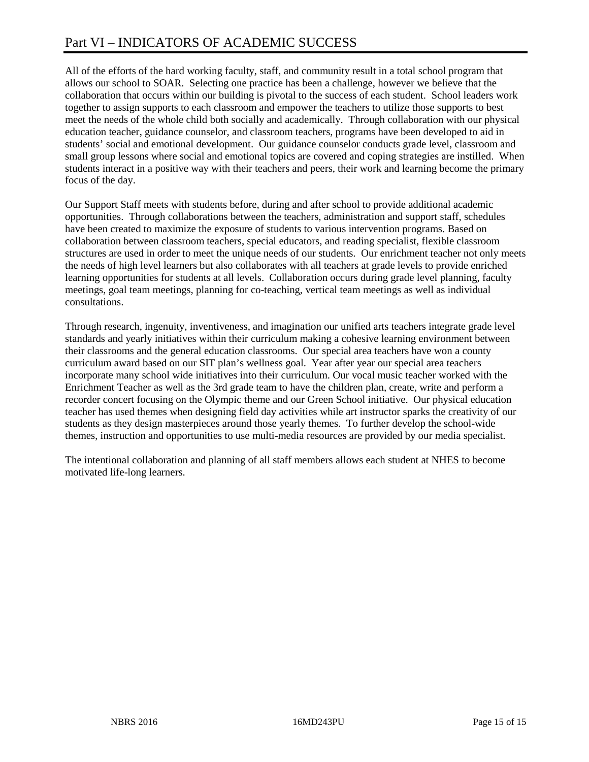# Part VI – INDICATORS OF ACADEMIC SUCCESS

All of the efforts of the hard working faculty, staff, and community result in a total school program that allows our school to SOAR. Selecting one practice has been a challenge, however we believe that the collaboration that occurs within our building is pivotal to the success of each student. School leaders work together to assign supports to each classroom and empower the teachers to utilize those supports to best meet the needs of the whole child both socially and academically. Through collaboration with our physical education teacher, guidance counselor, and classroom teachers, programs have been developed to aid in students' social and emotional development. Our guidance counselor conducts grade level, classroom and small group lessons where social and emotional topics are covered and coping strategies are instilled. When students interact in a positive way with their teachers and peers, their work and learning become the primary focus of the day.

Our Support Staff meets with students before, during and after school to provide additional academic opportunities. Through collaborations between the teachers, administration and support staff, schedules have been created to maximize the exposure of students to various intervention programs. Based on collaboration between classroom teachers, special educators, and reading specialist, flexible classroom structures are used in order to meet the unique needs of our students. Our enrichment teacher not only meets the needs of high level learners but also collaborates with all teachers at grade levels to provide enriched learning opportunities for students at all levels. Collaboration occurs during grade level planning, faculty meetings, goal team meetings, planning for co-teaching, vertical team meetings as well as individual consultations.

Through research, ingenuity, inventiveness, and imagination our unified arts teachers integrate grade level standards and yearly initiatives within their curriculum making a cohesive learning environment between their classrooms and the general education classrooms. Our special area teachers have won a county curriculum award based on our SIT plan's wellness goal. Year after year our special area teachers incorporate many school wide initiatives into their curriculum. Our vocal music teacher worked with the Enrichment Teacher as well as the 3rd grade team to have the children plan, create, write and perform a recorder concert focusing on the Olympic theme and our Green School initiative. Our physical education teacher has used themes when designing field day activities while art instructor sparks the creativity of our students as they design masterpieces around those yearly themes. To further develop the school-wide themes, instruction and opportunities to use multi-media resources are provided by our media specialist.

The intentional collaboration and planning of all staff members allows each student at NHES to become motivated life-long learners.